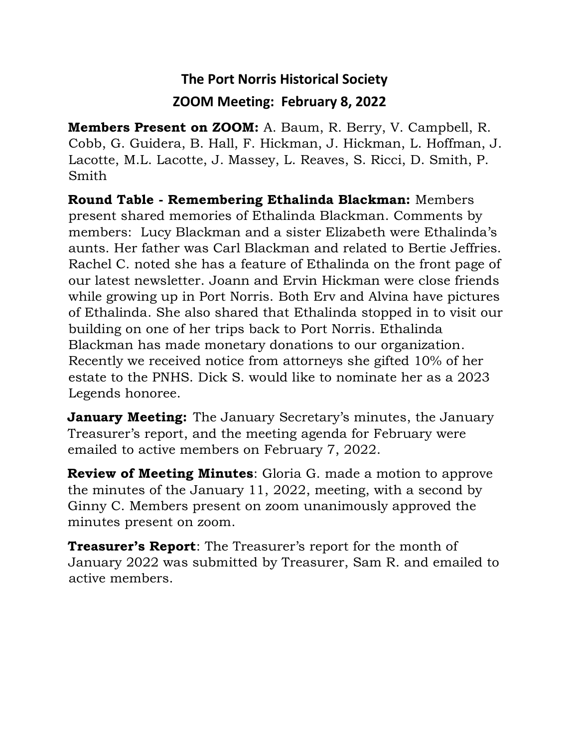# The Port Norris Historical Society

## ZOOM Meeting: February 8, 2022

**Members Present on ZOOM:** A. Baum, R. Berry, V. Campbell, R. Cobb, G. Guidera, B. Hall, F. Hickman, J. Hickman, L. Hoffman, J. Lacotte, M.L. Lacotte, J. Massey, L. Reaves, S. Ricci, D. Smith, P. Smith

**Round Table - Remembering Ethalinda Blackman:** Members present shared memories of Ethalinda Blackman. Comments by members: Lucy Blackman and a sister Elizabeth were Ethalinda's aunts. Her father was Carl Blackman and related to Bertie Jeffries. Rachel C. noted she has a feature of Ethalinda on the front page of our latest newsletter. Joann and Ervin Hickman were close friends while growing up in Port Norris. Both Erv and Alvina have pictures of Ethalinda. She also shared that Ethalinda stopped in to visit our building on one of her trips back to Port Norris. Ethalinda Blackman has made monetary donations to our organization. Recently we received notice from attorneys she gifted 10% of her estate to the PNHS. Dick S. would like to nominate her as a 2023 Legends honoree.

**January Meeting:** The January Secretary's minutes, the January Treasurer's report, and the meeting agenda for February were emailed to active members on February 7, 2022.

**Review of Meeting Minutes**: Gloria G. made a motion to approve the minutes of the January 11, 2022, meeting, with a second by Ginny C. Members present on zoom unanimously approved the minutes present on zoom.

**Treasurer's Report**: The Treasurer's report for the month of January 2022 was submitted by Treasurer, Sam R. and emailed to active members.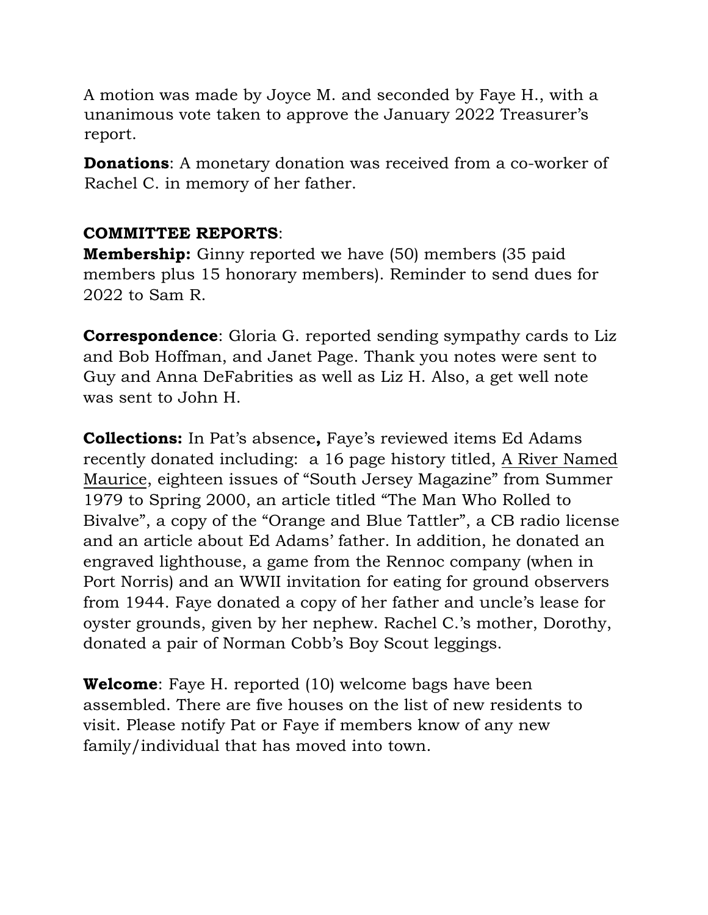A motion was made by Joyce M. and seconded by Faye H., with a unanimous vote taken to approve the January 2022 Treasurer's report.

**Donations**: A monetary donation was received from a co-worker of Rachel C. in memory of her father.

**COMMITTEE REPORTS**:

**Membership:** Ginny reported we have (50) members (35 paid members plus 15 honorary members). Reminder to send dues for 2022 to Sam R.

**Correspondence**: Gloria G. reported sending sympathy cards to Liz and Bob Hoffman, and Janet Page. Thank you notes were sent to Guy and Anna DeFabrities as well as Liz H. Also, a get well note was sent to John H.

**Collections:** In Pat's absence**,** Faye's reviewed items Ed Adams recently donated including: a 16 page history titled, <u>A River Named Maurice</u>, eighteen issues of "South Jersey Magazine" from Summer 1979 to Spring 2000, an article titled "The Man Who Rolled to Bivalve", a copy of the "Orange and Blue Tattler", a CB radio license and an article about Ed Adams' father. In addition, he donated an engraved lighthouse, a game from the Rennoc company (when in Port Norris) and an WWII invitation for eating for ground observers from 1944. Faye donated a copy of her father and uncle's lease for oyster grounds, given by her nephew. Rachel C.'s mother, Dorothy, donated a pair of Norman Cobb's Boy Scout leggings.

**Welcome**: Faye H. reported (10) welcome bags have been assembled. There are five houses on the list of new residents to visit. Please notify Pat or Faye if members know of any new family/individual that has moved into town.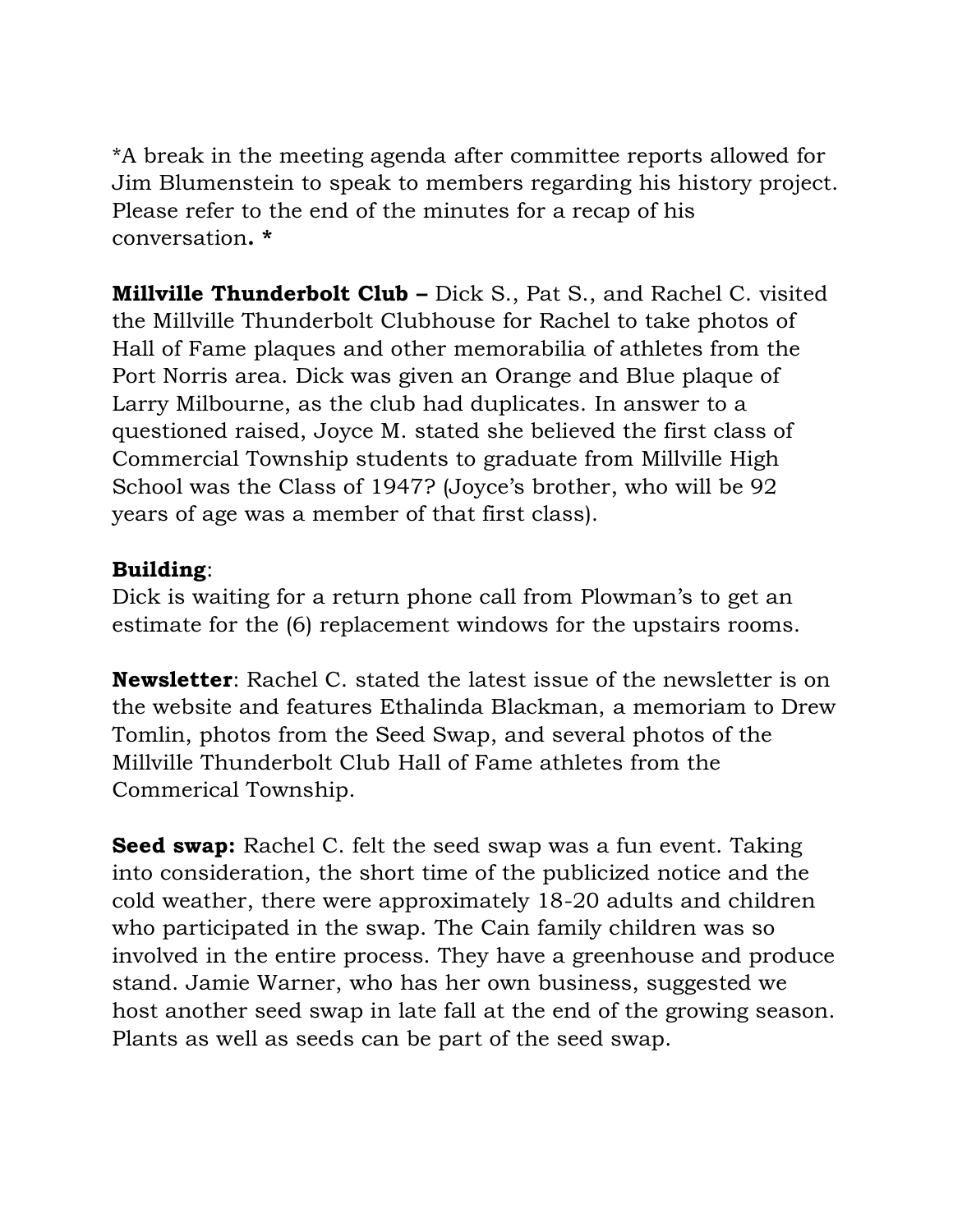*A break in the meeting agenda after committee reports allowed for Jim Blumenstein to speak to members regarding his history project. Please refer to the end of the minutes for a recap of his conversation**. ***

**Millville Thunderbolt Club –** Dick S., Pat S., and Rachel C. visited the Millville Thunderbolt Clubhouse for Rachel to take photos of Hall of Fame plaques and other memorabilia of athletes from the Port Norris area. Dick was given an Orange and Blue plaque of Larry Milbourne, as the club had duplicates. In answer to a questioned raised, Joyce M. stated she believed the first class of Commercial Township students to graduate from Millville High School was the Class of 1947? (Joyce's brother, who will be 92 years of age was a member of that first class).

**Building**:
Dick is waiting for a return phone call from Plowman's to get an estimate for the (6) replacement windows for the upstairs rooms.

**Newsletter**: Rachel C. stated the latest issue of the newsletter is on the website and features Ethalinda Blackman, a memoriam to Drew Tomlin, photos from the Seed Swap, and several photos of the Millville Thunderbolt Club Hall of Fame athletes from the Commerical Township.

**Seed swap:** Rachel C. felt the seed swap was a fun event. Taking into consideration, the short time of the publicized notice and the cold weather, there were approximately 18-20 adults and children who participated in the swap. The Cain family children was so involved in the entire process. They have a greenhouse and produce stand. Jamie Warner, who has her own business, suggested we host another seed swap in late fall at the end of the growing season. Plants as well as seeds can be part of the seed swap.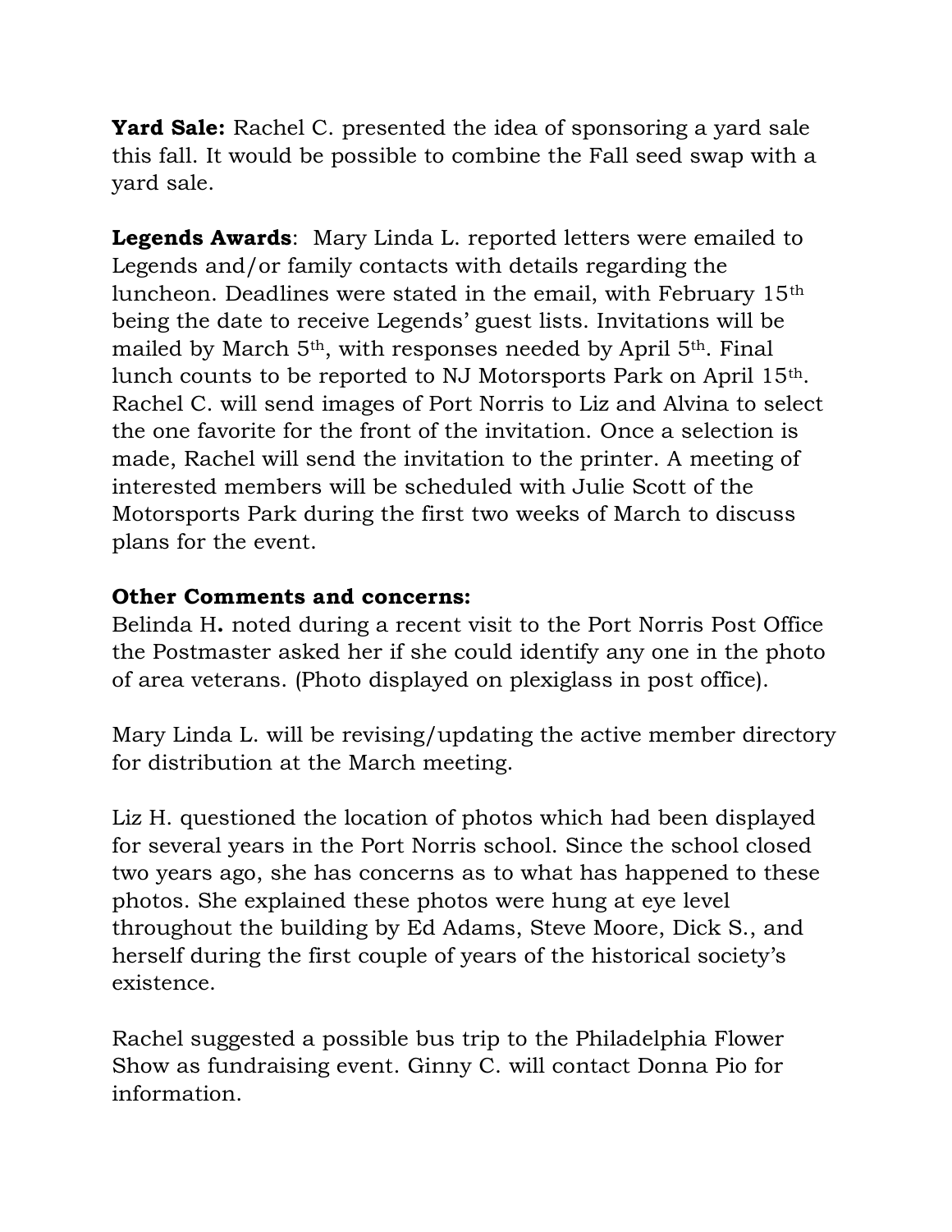**Yard Sale:** Rachel C. presented the idea of sponsoring a yard sale this fall. It would be possible to combine the Fall seed swap with a yard sale.

**Legends Awards**: Mary Linda L. reported letters were emailed to Legends and/or family contacts with details regarding the luncheon. Deadlines were stated in the email, with February 15th being the date to receive Legends' guest lists. Invitations will be mailed by March 5th, with responses needed by April 5th. Final lunch counts to be reported to NJ Motorsports Park on April 15th. Rachel C. will send images of Port Norris to Liz and Alvina to select the one favorite for the front of the invitation. Once a selection is made, Rachel will send the invitation to the printer. A meeting of interested members will be scheduled with Julie Scott of the Motorsports Park during the first two weeks of March to discuss plans for the event.

**Other Comments and concerns:**

Belinda H**.** noted during a recent visit to the Port Norris Post Office the Postmaster asked her if she could identify any one in the photo of area veterans. (Photo displayed on plexiglass in post office).

Mary Linda L. will be revising/updating the active member directory for distribution at the March meeting.

Liz H. questioned the location of photos which had been displayed for several years in the Port Norris school. Since the school closed two years ago, she has concerns as to what has happened to these photos. She explained these photos were hung at eye level throughout the building by Ed Adams, Steve Moore, Dick S., and herself during the first couple of years of the historical society's existence.

Rachel suggested a possible bus trip to the Philadelphia Flower Show as fundraising event. Ginny C. will contact Donna Pio for information.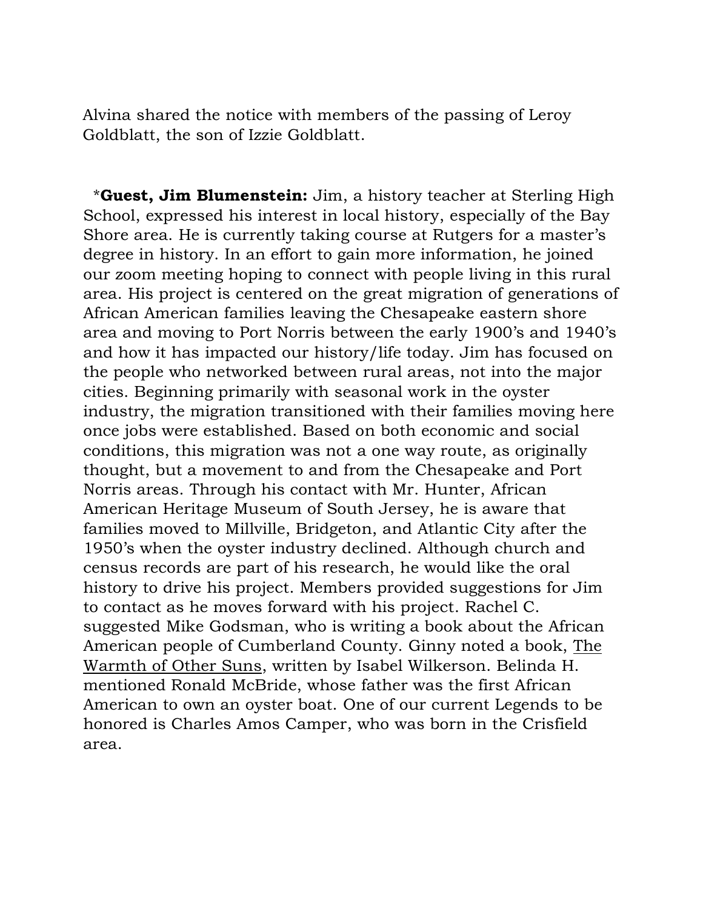Alvina shared the notice with members of the passing of Leroy Goldblatt, the son of Izzie Goldblatt.

*__Guest, Jim Blumenstein:__ Jim, a history teacher at Sterling High School, expressed his interest in local history, especially of the Bay Shore area. He is currently taking course at Rutgers for a master's degree in history. In an effort to gain more information, he joined our zoom meeting hoping to connect with people living in this rural area. His project is centered on the great migration of generations of African American families leaving the Chesapeake eastern shore area and moving to Port Norris between the early 1900's and 1940's and how it has impacted our history/life today. Jim has focused on the people who networked between rural areas, not into the major cities. Beginning primarily with seasonal work in the oyster industry, the migration transitioned with their families moving here once jobs were established. Based on both economic and social conditions, this migration was not a one way route, as originally thought, but a movement to and from the Chesapeake and Port Norris areas. Through his contact with Mr. Hunter, African American Heritage Museum of South Jersey, he is aware that families moved to Millville, Bridgeton, and Atlantic City after the 1950's when the oyster industry declined. Although church and census records are part of his research, he would like the oral history to drive his project. Members provided suggestions for Jim to contact as he moves forward with his project. Rachel C. suggested Mike Godsman, who is writing a book about the African American people of Cumberland County. Ginny noted a book, <u>The Warmth of Other Suns</u>, written by Isabel Wilkerson. Belinda H. mentioned Ronald McBride, whose father was the first African American to own an oyster boat. One of our current Legends to be honored is Charles Amos Camper, who was born in the Crisfield area.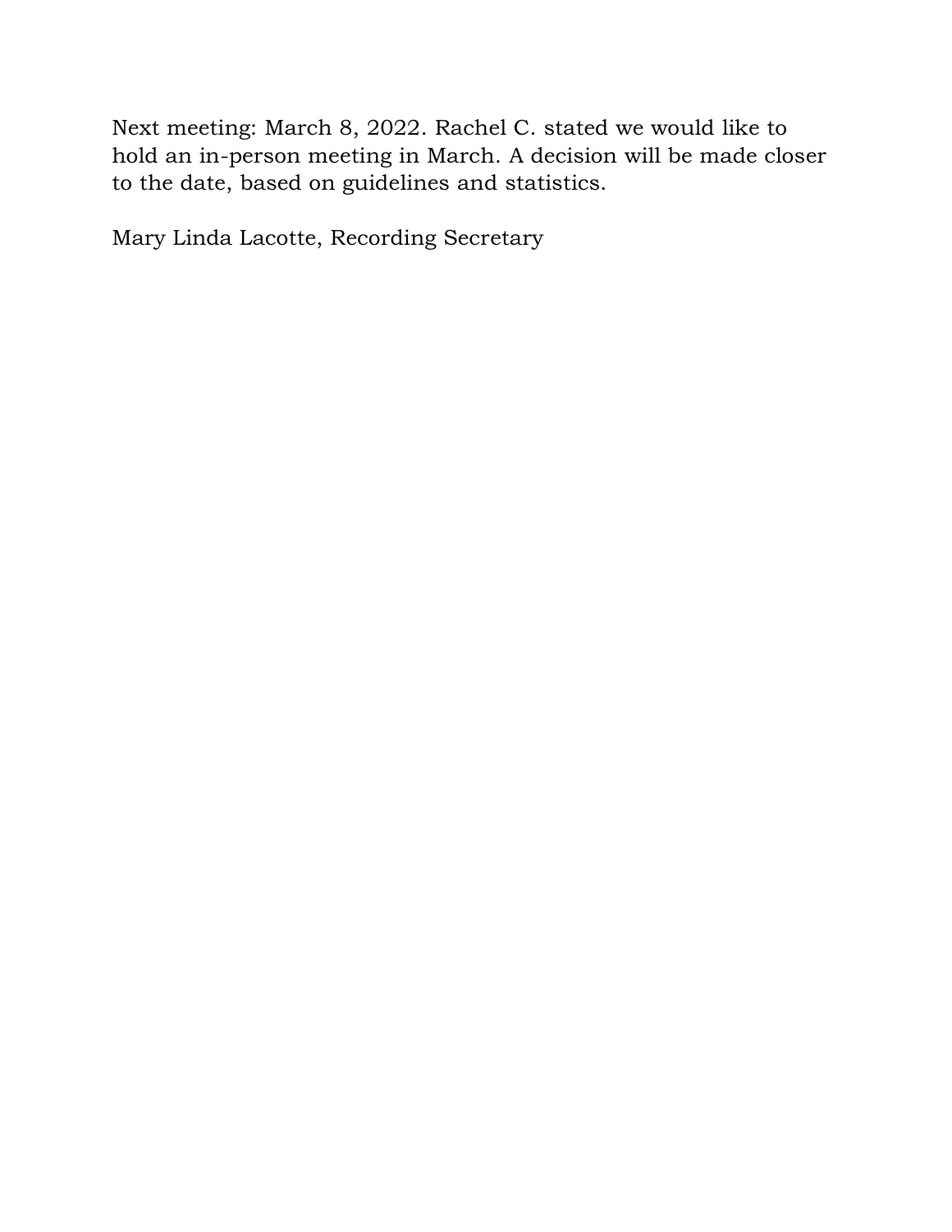Next meeting: March 8, 2022. Rachel C. stated we would like to hold an in-person meeting in March. A decision will be made closer to the date, based on guidelines and statistics.

Mary Linda Lacotte, Recording Secretary